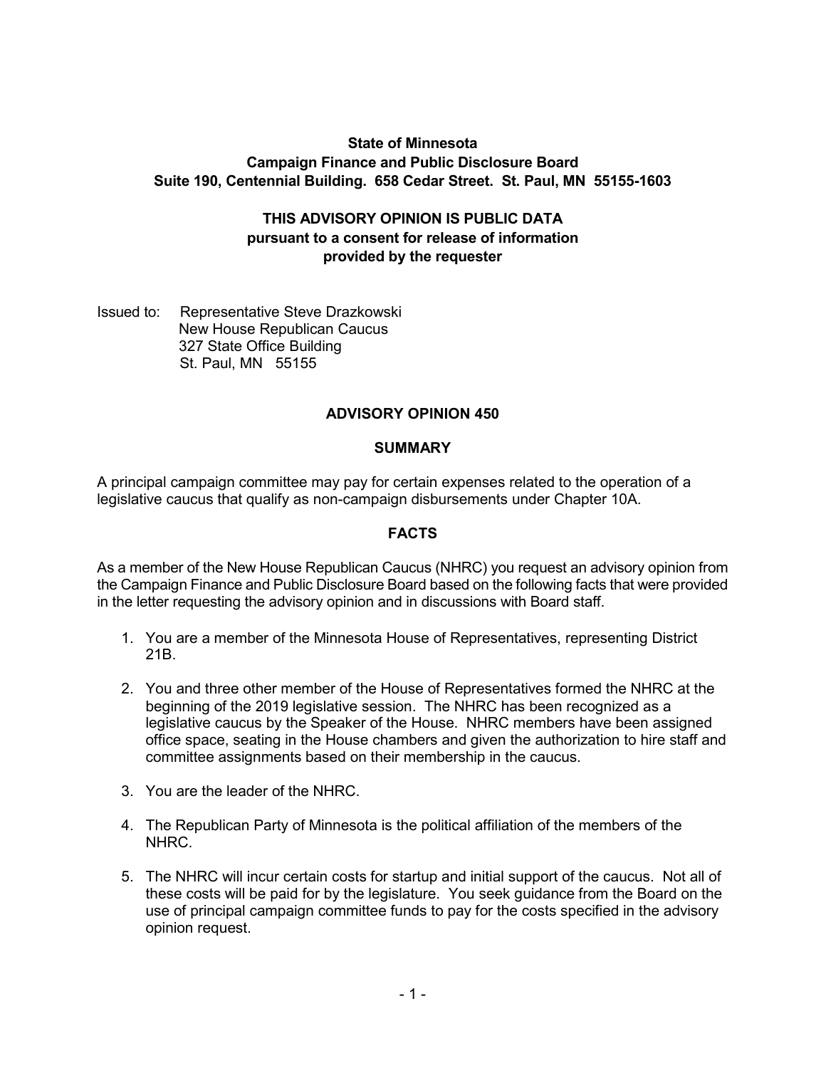**State of Minnesota**
**Campaign Finance and Public Disclosure Board**
**Suite 190, Centennial Building. 658 Cedar Street. St. Paul, MN 55155-1603**

**THIS ADVISORY OPINION IS PUBLIC DATA**
**pursuant to a consent for release of information**
**provided by the requester**

Issued to: Representative Steve Drazkowski
New House Republican Caucus
327 State Office Building
St. Paul, MN 55155

## ADVISORY OPINION 450

### SUMMARY

A principal campaign committee may pay for certain expenses related to the operation of a legislative caucus that qualify as non-campaign disbursements under Chapter 10A.

### FACTS

As a member of the New House Republican Caucus (NHRC) you request an advisory opinion from the Campaign Finance and Public Disclosure Board based on the following facts that were provided in the letter requesting the advisory opinion and in discussions with Board staff.

1. You are a member of the Minnesota House of Representatives, representing District 21B.

2. You and three other member of the House of Representatives formed the NHRC at the beginning of the 2019 legislative session. The NHRC has been recognized as a legislative caucus by the Speaker of the House. NHRC members have been assigned office space, seating in the House chambers and given the authorization to hire staff and committee assignments based on their membership in the caucus.

3. You are the leader of the NHRC.

4. The Republican Party of Minnesota is the political affiliation of the members of the NHRC.

5. The NHRC will incur certain costs for startup and initial support of the caucus. Not all of these costs will be paid for by the legislature. You seek guidance from the Board on the use of principal campaign committee funds to pay for the costs specified in the advisory opinion request.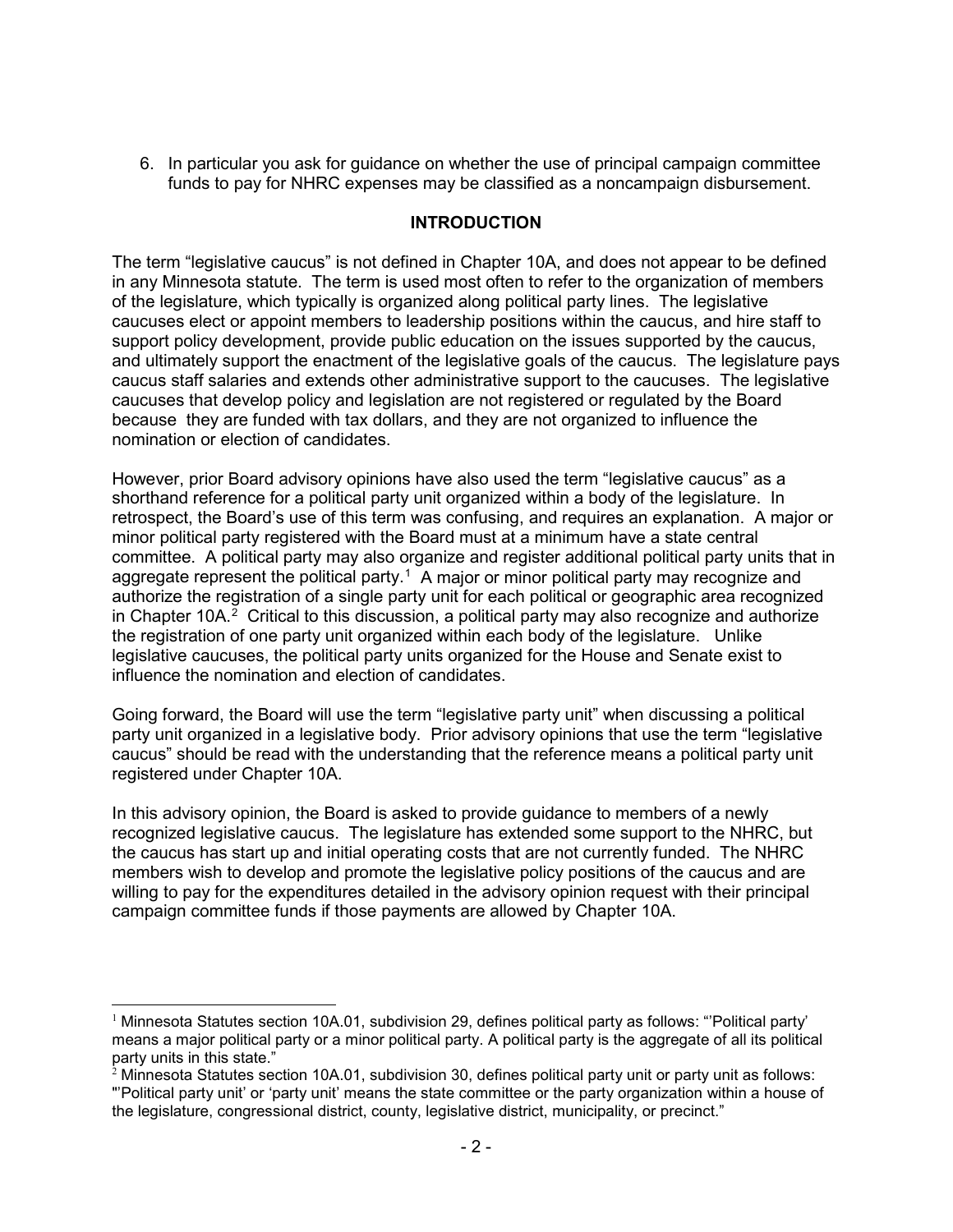6. In particular you ask for guidance on whether the use of principal campaign committee funds to pay for NHRC expenses may be classified as a noncampaign disbursement.

## INTRODUCTION

The term "legislative caucus" is not defined in Chapter 10A, and does not appear to be defined in any Minnesota statute. The term is used most often to refer to the organization of members of the legislature, which typically is organized along political party lines. The legislative caucuses elect or appoint members to leadership positions within the caucus, and hire staff to support policy development, provide public education on the issues supported by the caucus, and ultimately support the enactment of the legislative goals of the caucus. The legislature pays caucus staff salaries and extends other administrative support to the caucuses. The legislative caucuses that develop policy and legislation are not registered or regulated by the Board because they are funded with tax dollars, and they are not organized to influence the nomination or election of candidates.

However, prior Board advisory opinions have also used the term "legislative caucus" as a shorthand reference for a political party unit organized within a body of the legislature. In retrospect, the Board's use of this term was confusing, and requires an explanation. A major or minor political party registered with the Board must at a minimum have a state central committee. A political party may also organize and register additional political party units that in aggregate represent the political party.[1] A major or minor political party may recognize and authorize the registration of a single party unit for each political or geographic area recognized in Chapter 10A.[2] Critical to this discussion, a political party may also recognize and authorize the registration of one party unit organized within each body of the legislature. Unlike legislative caucuses, the political party units organized for the House and Senate exist to influence the nomination and election of candidates.

Going forward, the Board will use the term "legislative party unit" when discussing a political party unit organized in a legislative body. Prior advisory opinions that use the term "legislative caucus" should be read with the understanding that the reference means a political party unit registered under Chapter 10A.

In this advisory opinion, the Board is asked to provide guidance to members of a newly recognized legislative caucus. The legislature has extended some support to the NHRC, but the caucus has start up and initial operating costs that are not currently funded. The NHRC members wish to develop and promote the legislative policy positions of the caucus and are willing to pay for the expenditures detailed in the advisory opinion request with their principal campaign committee funds if those payments are allowed by Chapter 10A.

---

[1] Minnesota Statutes section 10A.01, subdivision 29, defines political party as follows: "'Political party' means a major political party or a minor political party. A political party is the aggregate of all its political party units in this state."

[2] Minnesota Statutes section 10A.01, subdivision 30, defines political party unit or party unit as follows: "'Political party unit' or 'party unit' means the state committee or the party organization within a house of the legislature, congressional district, county, legislative district, municipality, or precinct."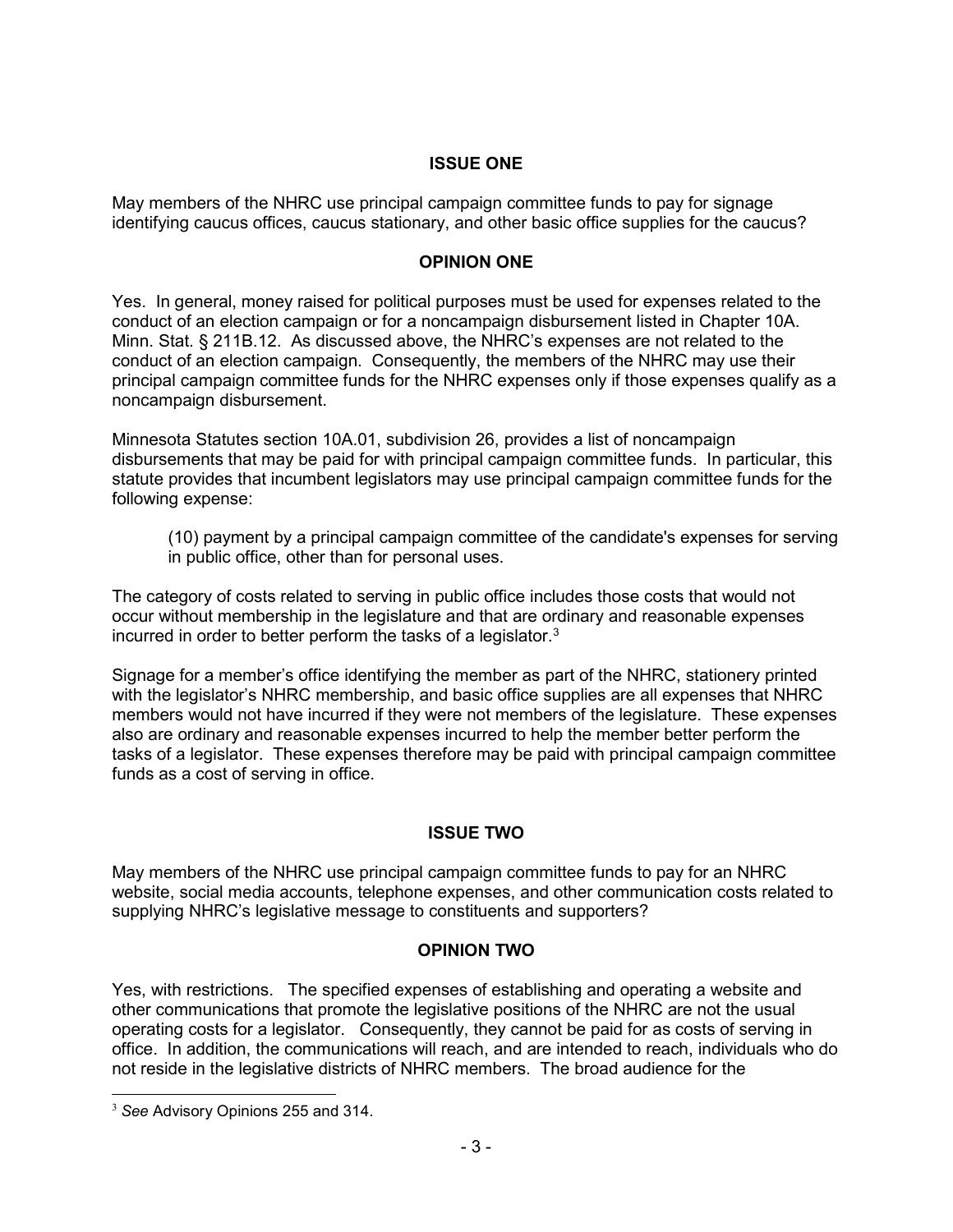## ISSUE ONE

May members of the NHRC use principal campaign committee funds to pay for signage identifying caucus offices, caucus stationary, and other basic office supplies for the caucus?

## OPINION ONE

Yes. In general, money raised for political purposes must be used for expenses related to the conduct of an election campaign or for a noncampaign disbursement listed in Chapter 10A. Minn. Stat. § 211B.12. As discussed above, the NHRC's expenses are not related to the conduct of an election campaign. Consequently, the members of the NHRC may use their principal campaign committee funds for the NHRC expenses only if those expenses qualify as a noncampaign disbursement.

Minnesota Statutes section 10A.01, subdivision 26, provides a list of noncampaign disbursements that may be paid for with principal campaign committee funds. In particular, this statute provides that incumbent legislators may use principal campaign committee funds for the following expense:

> (10) payment by a principal campaign committee of the candidate's expenses for serving in public office, other than for personal uses.

The category of costs related to serving in public office includes those costs that would not occur without membership in the legislature and that are ordinary and reasonable expenses incurred in order to better perform the tasks of a legislator.[3]

Signage for a member's office identifying the member as part of the NHRC, stationery printed with the legislator's NHRC membership, and basic office supplies are all expenses that NHRC members would not have incurred if they were not members of the legislature. These expenses also are ordinary and reasonable expenses incurred to help the member better perform the tasks of a legislator. These expenses therefore may be paid with principal campaign committee funds as a cost of serving in office.

## ISSUE TWO

May members of the NHRC use principal campaign committee funds to pay for an NHRC website, social media accounts, telephone expenses, and other communication costs related to supplying NHRC's legislative message to constituents and supporters?

## OPINION TWO

Yes, with restrictions. The specified expenses of establishing and operating a website and other communications that promote the legislative positions of the NHRC are not the usual operating costs for a legislator. Consequently, they cannot be paid for as costs of serving in office. In addition, the communications will reach, and are intended to reach, individuals who do not reside in the legislative districts of NHRC members. The broad audience for the

---

[3] *See* Advisory Opinions 255 and 314.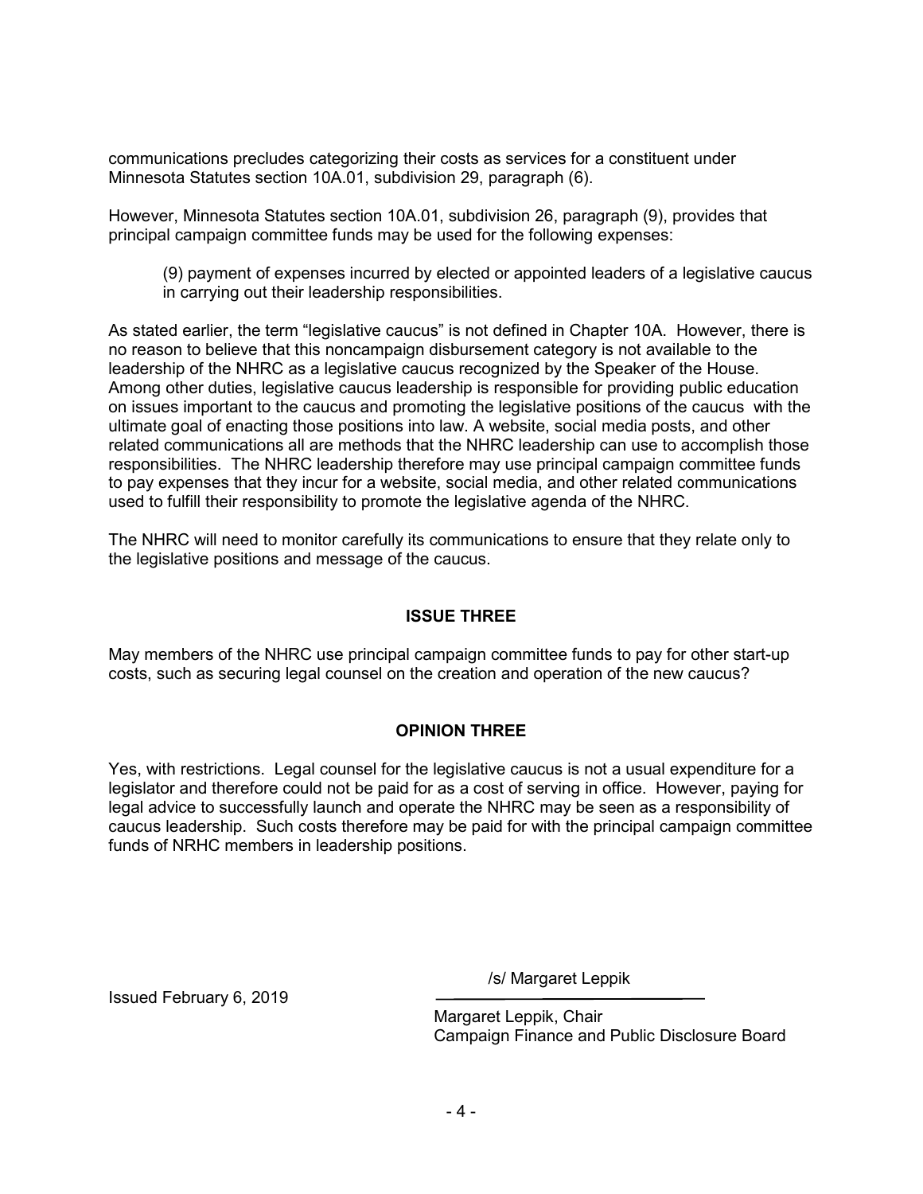communications precludes categorizing their costs as services for a constituent under Minnesota Statutes section 10A.01, subdivision 29, paragraph (6).

However, Minnesota Statutes section 10A.01, subdivision 26, paragraph (9), provides that principal campaign committee funds may be used for the following expenses:

> (9) payment of expenses incurred by elected or appointed leaders of a legislative caucus in carrying out their leadership responsibilities.

As stated earlier, the term "legislative caucus" is not defined in Chapter 10A. However, there is no reason to believe that this noncampaign disbursement category is not available to the leadership of the NHRC as a legislative caucus recognized by the Speaker of the House. Among other duties, legislative caucus leadership is responsible for providing public education on issues important to the caucus and promoting the legislative positions of the caucus with the ultimate goal of enacting those positions into law. A website, social media posts, and other related communications all are methods that the NHRC leadership can use to accomplish those responsibilities. The NHRC leadership therefore may use principal campaign committee funds to pay expenses that they incur for a website, social media, and other related communications used to fulfill their responsibility to promote the legislative agenda of the NHRC.

The NHRC will need to monitor carefully its communications to ensure that they relate only to the legislative positions and message of the caucus.

## ISSUE THREE

May members of the NHRC use principal campaign committee funds to pay for other start-up costs, such as securing legal counsel on the creation and operation of the new caucus?

## OPINION THREE

Yes, with restrictions. Legal counsel for the legislative caucus is not a usual expenditure for a legislator and therefore could not be paid for as a cost of serving in office. However, paying for legal advice to successfully launch and operate the NHRC may be seen as a responsibility of caucus leadership. Such costs therefore may be paid for with the principal campaign committee funds of NRHC members in leadership positions.

Issued February 6, 2019

/s/ Margaret Leppik

Margaret Leppik, Chair
Campaign Finance and Public Disclosure Board